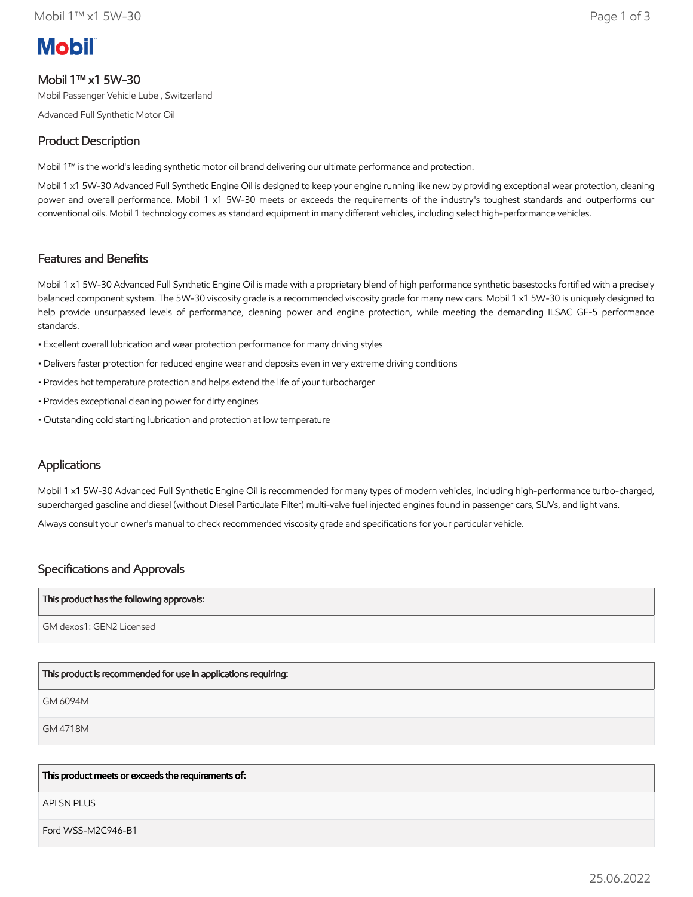Mobil

# Mobil 1™ x1 5W-30

Mobil Passenger Vehicle Lube , Switzerland

Advanced Full Synthetic Motor Oil

## Product Description

Mobil 1™ is the world's leading synthetic motor oil brand delivering our ultimate performance and protection.

Mobil 1 x1 5W-30 Advanced Full Synthetic Engine Oil is designed to keep your engine running like new by providing exceptional wear protection, cleaning power and overall performance. Mobil 1 x1 5W-30 meets or exceeds the requirements of the industry's toughest standards and outperforms our conventional oils. Mobil 1 technology comes as standard equipment in many different vehicles, including select high-performance vehicles.

## Features and Benefits

Mobil 1 x1 5W-30 Advanced Full Synthetic Engine Oil is made with a proprietary blend of high performance synthetic basestocks fortified with a precisely balanced component system. The 5W-30 viscosity grade is a recommended viscosity grade for many new cars. Mobil 1 x1 5W-30 is uniquely designed to help provide unsurpassed levels of performance, cleaning power and engine protection, while meeting the demanding ILSAC GF-5 performance standards.

- Excellent overall lubrication and wear protection performance for many driving styles
- Delivers faster protection for reduced engine wear and deposits even in very extreme driving conditions
- Provides hot temperature protection and helps extend the life of your turbocharger
- Provides exceptional cleaning power for dirty engines
- Outstanding cold starting lubrication and protection at low temperature

## Applications

Mobil 1 x1 5W-30 Advanced Full Synthetic Engine Oil is recommended for many types of modern vehicles, including high-performance turbo-charged, supercharged gasoline and diesel (without Diesel Particulate Filter) multi-valve fuel injected engines found in passenger cars, SUVs, and light vans.

Always consult your owner's manual to check recommended viscosity grade and specifications for your particular vehicle.

## Specifications and Approvals

| This product has the following approvals: |
|---|
| GM dexos1: GEN2 Licensed |

| This product is recommended for use in applications requiring: |
|---|
| GM 6094M |
| GM 4718M |

| This product meets or exceeds the requirements of: |
|---|
| API SN PLUS |
| Ford WSS-M2C946-B1 |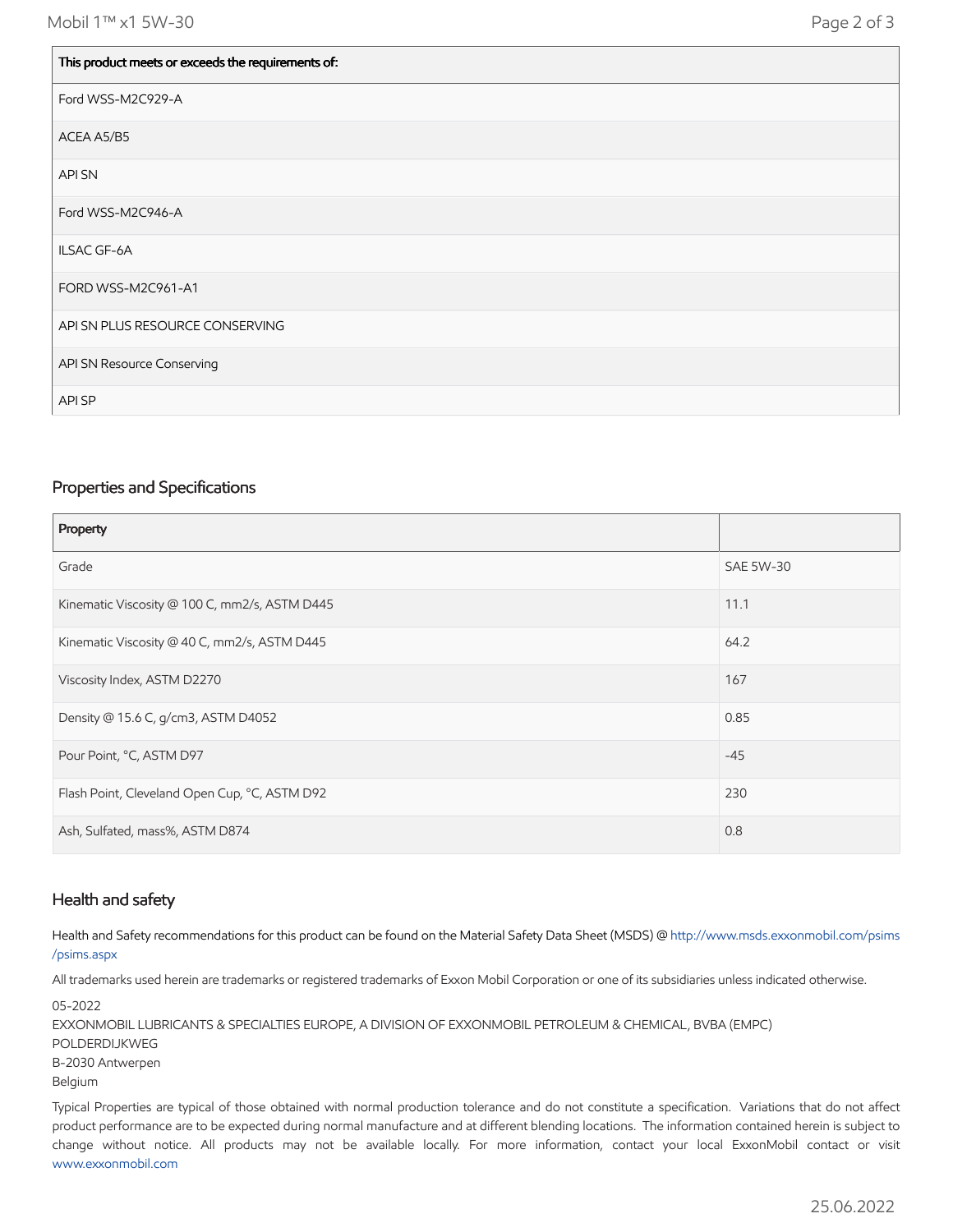| This product meets or exceeds the requirements of: |
| --- |
| Ford WSS-M2C929-A |
| ACEA A5/B5 |
| API SN |
| Ford WSS-M2C946-A |
| ILSAC GF-6A |
| FORD WSS-M2C961-A1 |
| API SN PLUS RESOURCE CONSERVING |
| API SN Resource Conserving |
| API SP |

## Properties and Specifications

| Property | |
| --- | --- |
| Grade | SAE 5W-30 |
| Kinematic Viscosity @ 100 C, mm2/s, ASTM D445 | 11.1 |
| Kinematic Viscosity @ 40 C, mm2/s, ASTM D445 | 64.2 |
| Viscosity Index, ASTM D2270 | 167 |
| Density @ 15.6 C, g/cm3, ASTM D4052 | 0.85 |
| Pour Point, °C, ASTM D97 | -45 |
| Flash Point, Cleveland Open Cup, °C, ASTM D92 | 230 |
| Ash, Sulfated, mass%, ASTM D874 | 0.8 |

## Health and safety

Health and Safety recommendations for this product can be found on the Material Safety Data Sheet (MSDS) @ http://www.msds.exxonmobil.com/psims/psims.aspx

All trademarks used herein are trademarks or registered trademarks of Exxon Mobil Corporation or one of its subsidiaries unless indicated otherwise.

05-2022
EXXONMOBIL LUBRICANTS & SPECIALTIES EUROPE, A DIVISION OF EXXONMOBIL PETROLEUM & CHEMICAL, BVBA (EMPC)
POLDERDIJKWEG
B-2030 Antwerpen
Belgium

Typical Properties are typical of those obtained with normal production tolerance and do not constitute a specification. Variations that do not affect product performance are to be expected during normal manufacture and at different blending locations. The information contained herein is subject to change without notice. All products may not be available locally. For more information, contact your local ExxonMobil contact or visit www.exxonmobil.com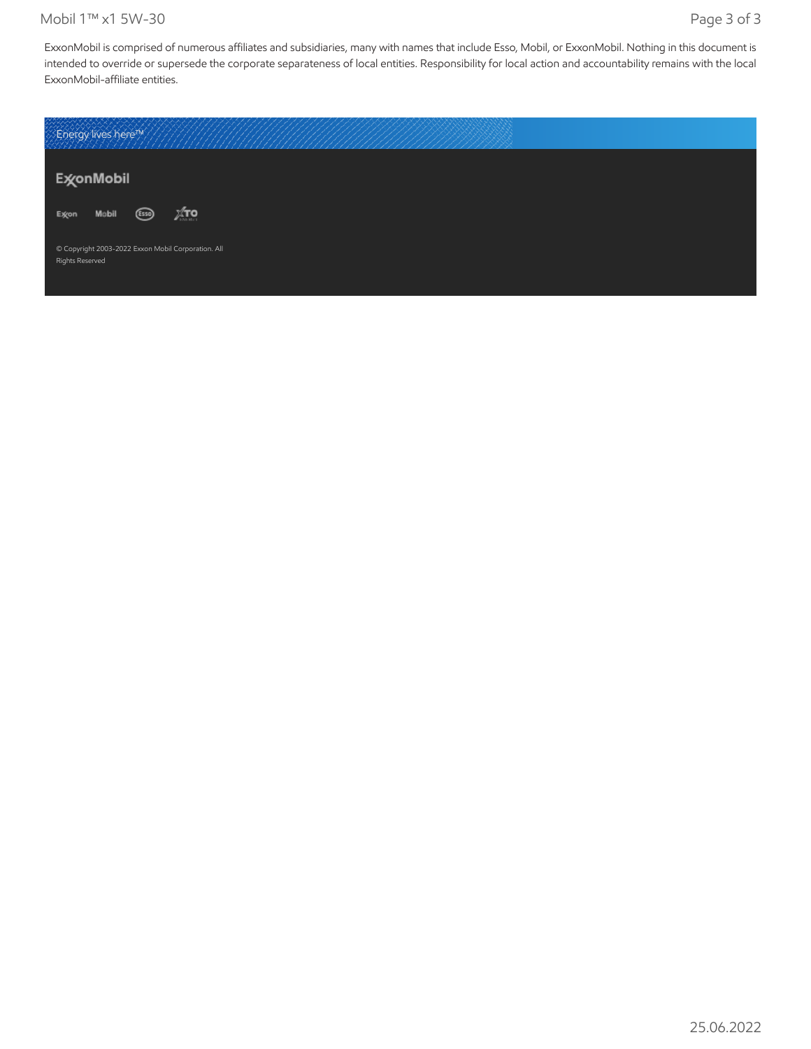ExxonMobil is comprised of numerous affiliates and subsidiaries, many with names that include Esso, Mobil, or ExxonMobil. Nothing in this document is intended to override or supersede the corporate separateness of local entities. Responsibility for local action and accountability remains with the local ExxonMobil-affiliate entities.

Energy lives here™

ExxonMobil

Exxon Mobil Esso XTO

© Copyright 2003-2022 Exxon Mobil Corporation. All Rights Reserved